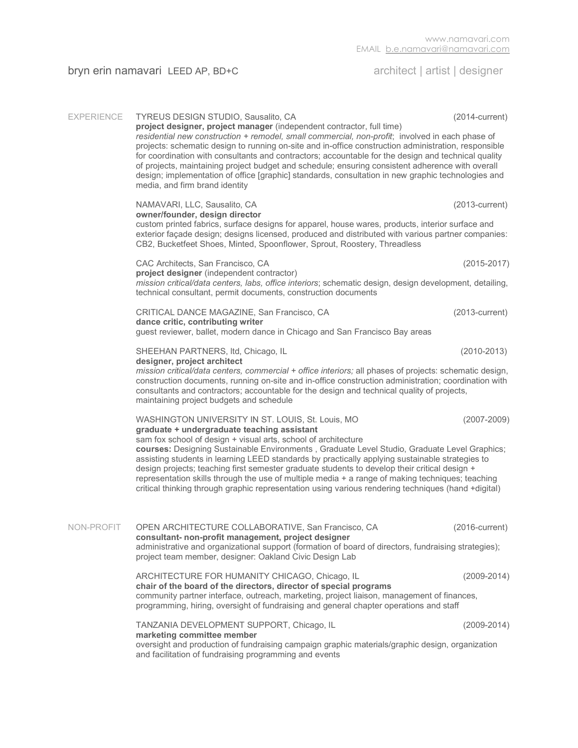www.namavari.com
EMAIL b.e.namavari@namavari.com

# bryn erin namavari LEED AP, BD+C

architect | artist | designer

## EXPERIENCE

TYREUS DESIGN STUDIO, Sausalito, CA (2014-current)
**project designer, project manager** (independent contractor, full time)
*residential new construction + remodel, small commercial, non-profit*; involved in each phase of projects: schematic design to running on-site and in-office construction administration, responsible for coordination with consultants and contractors; accountable for the design and technical quality of projects, maintaining project budget and schedule; ensuring consistent adherence with overall design; implementation of office [graphic] standards, consultation in new graphic technologies and media, and firm brand identity

NAMAVARI, LLC, Sausalito, CA (2013-current)
**owner/founder, design director**
custom printed fabrics, surface designs for apparel, house wares, products, interior surface and exterior façade design; designs licensed, produced and distributed with various partner companies: CB2, Bucketfeet Shoes, Minted, Spoonflower, Sprout, Roostery, Threadless

CAC Architects, San Francisco, CA (2015-2017)
**project designer** (independent contractor)
*mission critical/data centers, labs, office interiors*; schematic design, design development, detailing, technical consultant, permit documents, construction documents

CRITICAL DANCE MAGAZINE, San Francisco, CA (2013-current)
**dance critic, contributing writer**
guest reviewer, ballet, modern dance in Chicago and San Francisco Bay areas

SHEEHAN PARTNERS, ltd, Chicago, IL (2010-2013)
**designer, project architect**
*mission critical/data centers, commercial + office interiors;* all phases of projects: schematic design, construction documents, running on-site and in-office construction administration; coordination with consultants and contractors; accountable for the design and technical quality of projects, maintaining project budgets and schedule

WASHINGTON UNIVERSITY IN ST. LOUIS, St. Louis, MO (2007-2009)
**graduate + undergraduate teaching assistant**
sam fox school of design + visual arts, school of architecture
**courses:** Designing Sustainable Environments , Graduate Level Studio, Graduate Level Graphics; assisting students in learning LEED standards by practically applying sustainable strategies to design projects; teaching first semester graduate students to develop their critical design + representation skills through the use of multiple media + a range of making techniques; teaching critical thinking through graphic representation using various rendering techniques (hand +digital)

## NON-PROFIT

OPEN ARCHITECTURE COLLABORATIVE, San Francisco, CA (2016-current)
**consultant- non-profit management, project designer**
administrative and organizational support (formation of board of directors, fundraising strategies); project team member, designer: Oakland Civic Design Lab

ARCHITECTURE FOR HUMANITY CHICAGO, Chicago, IL (2009-2014)
**chair of the board of the directors, director of special programs**
community partner interface, outreach, marketing, project liaison, management of finances, programming, hiring, oversight of fundraising and general chapter operations and staff

TANZANIA DEVELOPMENT SUPPORT, Chicago, IL (2009-2014)
**marketing committee member**
oversight and production of fundraising campaign graphic materials/graphic design, organization and facilitation of fundraising programming and events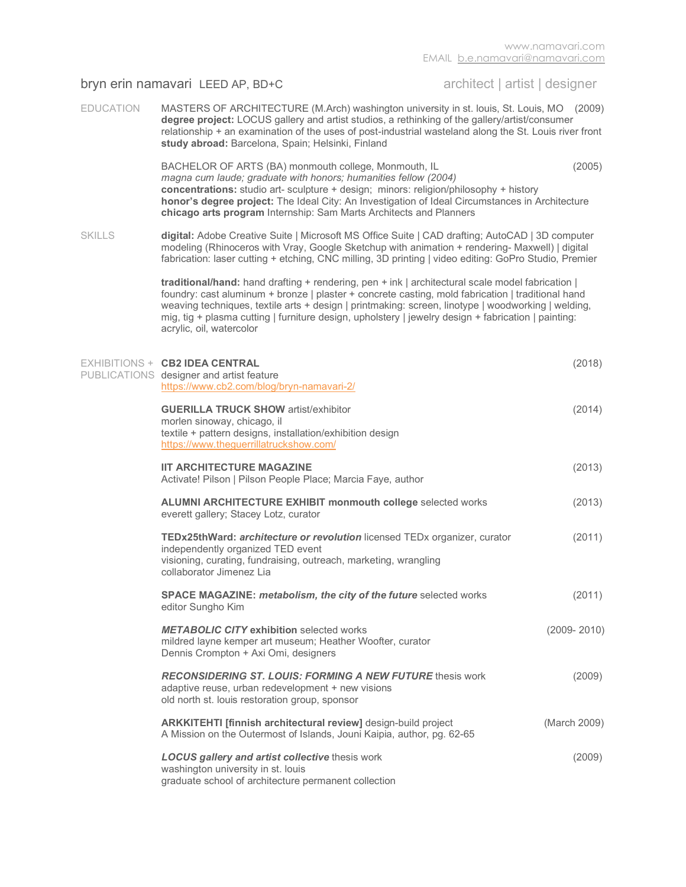www.namavari.com
EMAIL b.e.namavari@namavari.com

# bryn erin namavari LEED AP, BD+C

architect | artist | designer

## EDUCATION

MASTERS OF ARCHITECTURE (M.Arch) washington university in st. louis, St. Louis, MO (2009)
**degree project:** LOCUS gallery and artist studios, a rethinking of the gallery/artist/consumer relationship + an examination of the uses of post-industrial wasteland along the St. Louis river front
**study abroad:** Barcelona, Spain; Helsinki, Finland

BACHELOR OF ARTS (BA) monmouth college, Monmouth, IL (2005)
*magna cum laude; graduate with honors; humanities fellow (2004)*
**concentrations:** studio art- sculpture + design; minors: religion/philosophy + history
**honor's degree project:** The Ideal City: An Investigation of Ideal Circumstances in Architecture
**chicago arts program** Internship: Sam Marts Architects and Planners

## SKILLS

**digital:** Adobe Creative Suite | Microsoft MS Office Suite | CAD drafting; AutoCAD | 3D computer modeling (Rhinoceros with Vray, Google Sketchup with animation + rendering- Maxwell) | digital fabrication: laser cutting + etching, CNC milling, 3D printing | video editing: GoPro Studio, Premier

**traditional/hand:** hand drafting + rendering, pen + ink | architectural scale model fabrication | foundry: cast aluminum + bronze | plaster + concrete casting, mold fabrication | traditional hand weaving techniques, textile arts + design | printmaking: screen, linotype | woodworking | welding, mig, tig + plasma cutting | furniture design, upholstery | jewelry design + fabrication | painting: acrylic, oil, watercolor

## EXHIBITIONS + PUBLICATIONS

**CB2 IDEA CENTRAL** (2018)
designer and artist feature
https://www.cb2.com/blog/bryn-namavari-2/

**GUERILLA TRUCK SHOW** artist/exhibitor (2014)
morlen sinoway, chicago, il
textile + pattern designs, installation/exhibition design
https://www.theguerrillatruckshow.com/

**IIT ARCHITECTURE MAGAZINE** (2013)
Activate! Pilson | Pilson People Place; Marcia Faye, author

**ALUMNI ARCHITECTURE EXHIBIT monmouth college** selected works (2013)
everett gallery; Stacey Lotz, curator

**TEDx25thWard: *architecture or revolution*** licensed TEDx organizer, curator (2011)
independently organized TED event
visioning, curating, fundraising, outreach, marketing, wrangling
collaborator Jimenez Lia

**SPACE MAGAZINE: *metabolism, the city of the future*** selected works (2011)
editor Sungho Kim

***METABOLIC CITY* exhibition** selected works (2009- 2010)
mildred layne kemper art museum; Heather Woofter, curator
Dennis Crompton + Axi Omi, designers

***RECONSIDERING ST. LOUIS: FORMING A NEW FUTURE*** thesis work (2009)
adaptive reuse, urban redevelopment + new visions
old north st. louis restoration group, sponsor

**ARKKITEHTI [finnish architectural review]** design-build project (March 2009)
A Mission on the Outermost of Islands, Jouni Kaipia, author, pg. 62-65

***LOCUS gallery and artist collective*** thesis work (2009)
washington university in st. louis
graduate school of architecture permanent collection